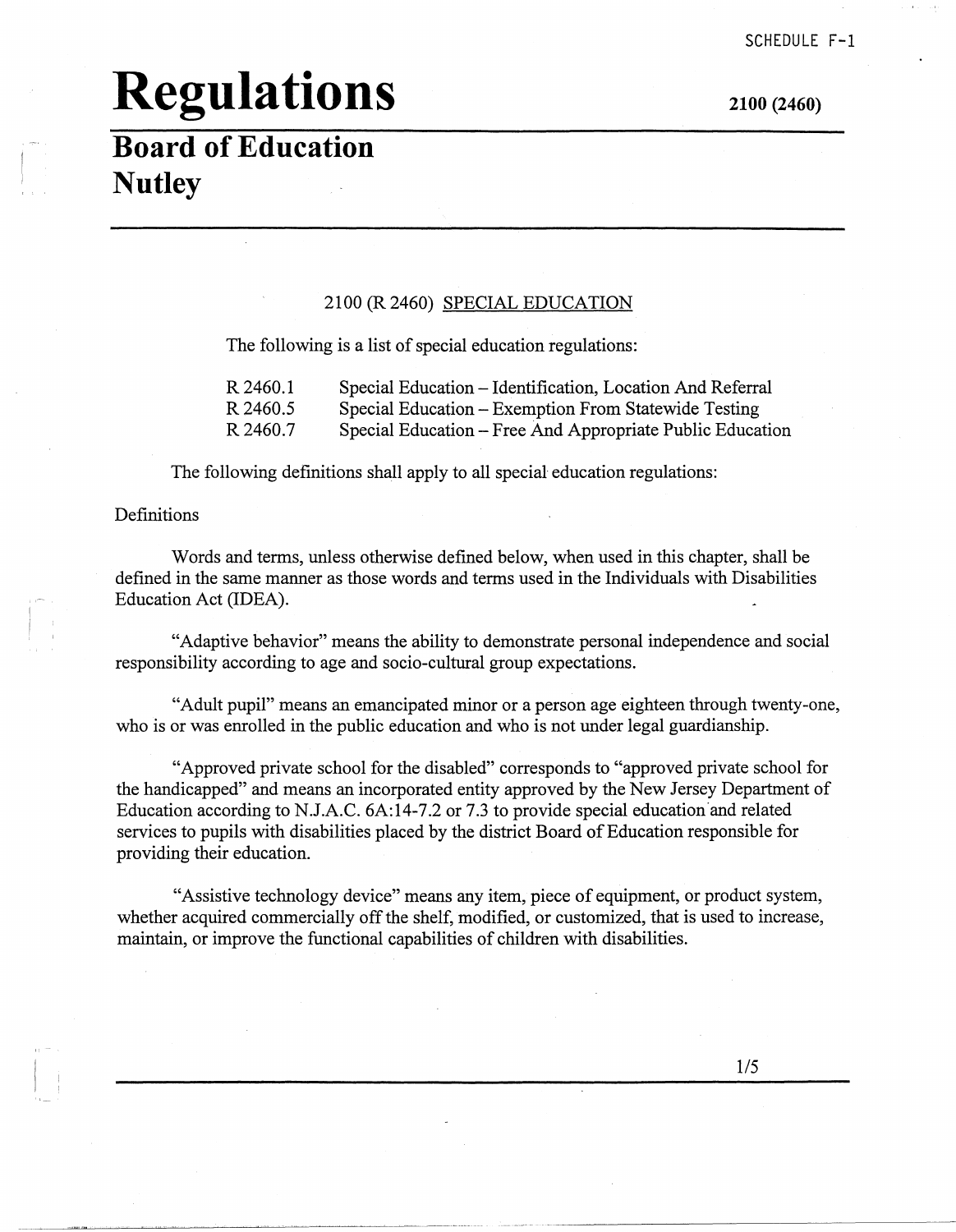SCHEDULE F-1

# Regulations

**2100 (2460)**

## Board of Education
## Nutley

2100 (R 2460) SPECIAL EDUCATION

The following is a list of special education regulations:

| | |
|---|---|
| R 2460.1 | Special Education – Identification, Location And Referral |
| R 2460.5 | Special Education – Exemption From Statewide Testing |
| R 2460.7 | Special Education – Free And Appropriate Public Education |

The following definitions shall apply to all special education regulations:

Definitions

Words and terms, unless otherwise defined below, when used in this chapter, shall be defined in the same manner as those words and terms used in the Individuals with Disabilities Education Act (IDEA).

"Adaptive behavior" means the ability to demonstrate personal independence and social responsibility according to age and socio-cultural group expectations.

"Adult pupil" means an emancipated minor or a person age eighteen through twenty-one, who is or was enrolled in the public education and who is not under legal guardianship.

"Approved private school for the disabled" corresponds to "approved private school for the handicapped" and means an incorporated entity approved by the New Jersey Department of Education according to N.J.A.C. 6A:14-7.2 or 7.3 to provide special education and related services to pupils with disabilities placed by the district Board of Education responsible for providing their education.

"Assistive technology device" means any item, piece of equipment, or product system, whether acquired commercially off the shelf, modified, or customized, that is used to increase, maintain, or improve the functional capabilities of children with disabilities.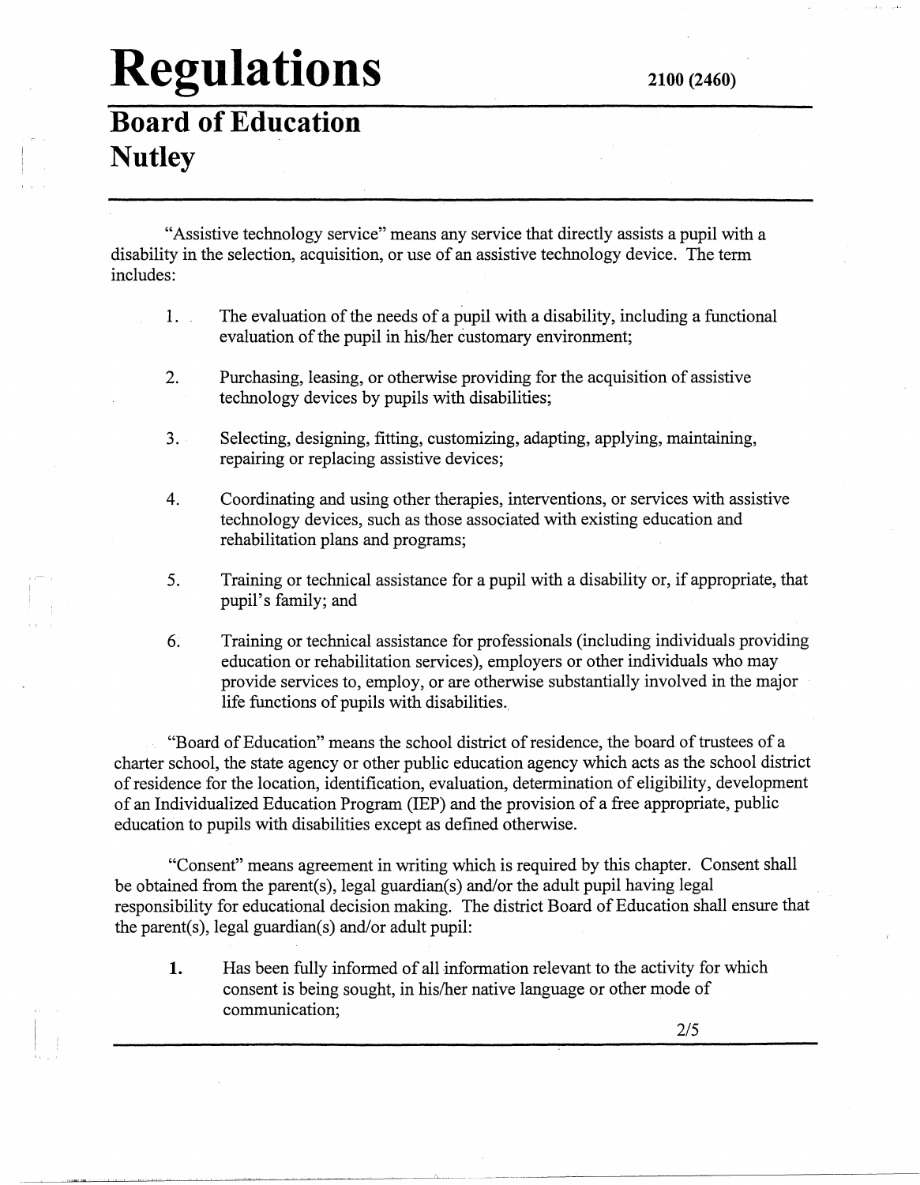"Assistive technology service" means any service that directly assists a pupil with a disability in the selection, acquisition, or use of an assistive technology device. The term includes:

1. The evaluation of the needs of a pupil with a disability, including a functional evaluation of the pupil in his/her customary environment;

2. Purchasing, leasing, or otherwise providing for the acquisition of assistive technology devices by pupils with disabilities;

3. Selecting, designing, fitting, customizing, adapting, applying, maintaining, repairing or replacing assistive devices;

4. Coordinating and using other therapies, interventions, or services with assistive technology devices, such as those associated with existing education and rehabilitation plans and programs;

5. Training or technical assistance for a pupil with a disability or, if appropriate, that pupil's family; and

6. Training or technical assistance for professionals (including individuals providing education or rehabilitation services), employers or other individuals who may provide services to, employ, or are otherwise substantially involved in the major life functions of pupils with disabilities.

"Board of Education" means the school district of residence, the board of trustees of a charter school, the state agency or other public education agency which acts as the school district of residence for the location, identification, evaluation, determination of eligibility, development of an Individualized Education Program (IEP) and the provision of a free appropriate, public education to pupils with disabilities except as defined otherwise.

"Consent" means agreement in writing which is required by this chapter. Consent shall be obtained from the parent(s), legal guardian(s) and/or the adult pupil having legal responsibility for educational decision making. The district Board of Education shall ensure that the parent(s), legal guardian(s) and/or adult pupil:

1. Has been fully informed of all information relevant to the activity for which consent is being sought, in his/her native language or other mode of communication;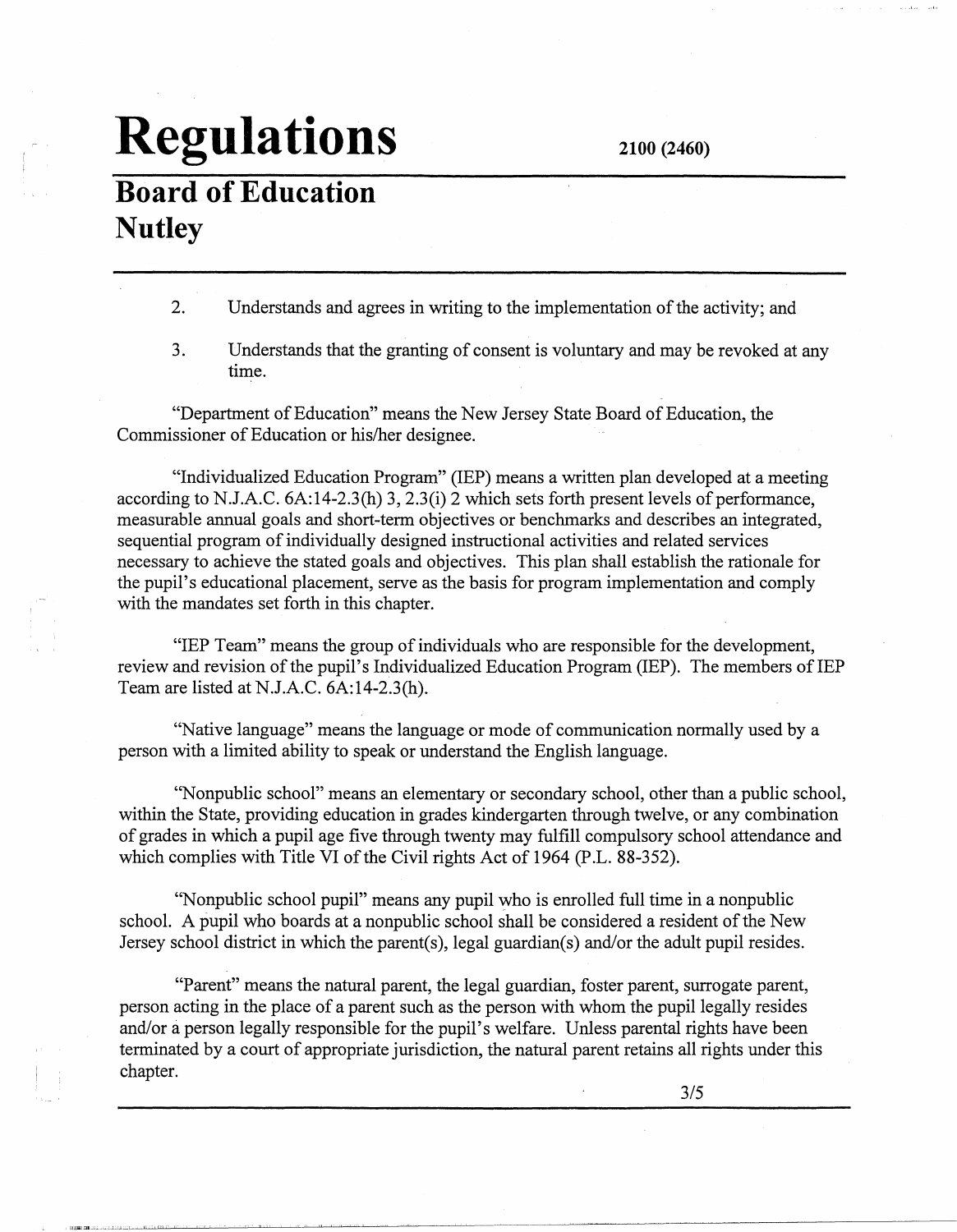2. Understands and agrees in writing to the implementation of the activity; and

3. Understands that the granting of consent is voluntary and may be revoked at any time.

"Department of Education" means the New Jersey State Board of Education, the Commissioner of Education or his/her designee.

"Individualized Education Program" (IEP) means a written plan developed at a meeting according to N.J.A.C. 6A:14-2.3(h) 3, 2.3(i) 2 which sets forth present levels of performance, measurable annual goals and short-term objectives or benchmarks and describes an integrated, sequential program of individually designed instructional activities and related services necessary to achieve the stated goals and objectives. This plan shall establish the rationale for the pupil's educational placement, serve as the basis for program implementation and comply with the mandates set forth in this chapter.

"IEP Team" means the group of individuals who are responsible for the development, review and revision of the pupil's Individualized Education Program (IEP). The members of IEP Team are listed at N.J.A.C. 6A:14-2.3(h).

"Native language" means the language or mode of communication normally used by a person with a limited ability to speak or understand the English language.

"Nonpublic school" means an elementary or secondary school, other than a public school, within the State, providing education in grades kindergarten through twelve, or any combination of grades in which a pupil age five through twenty may fulfill compulsory school attendance and which complies with Title VI of the Civil rights Act of 1964 (P.L. 88-352).

"Nonpublic school pupil" means any pupil who is enrolled full time in a nonpublic school. A pupil who boards at a nonpublic school shall be considered a resident of the New Jersey school district in which the parent(s), legal guardian(s) and/or the adult pupil resides.

"Parent" means the natural parent, the legal guardian, foster parent, surrogate parent, person acting in the place of a parent such as the person with whom the pupil legally resides and/or a person legally responsible for the pupil's welfare. Unless parental rights have been terminated by a court of appropriate jurisdiction, the natural parent retains all rights under this chapter.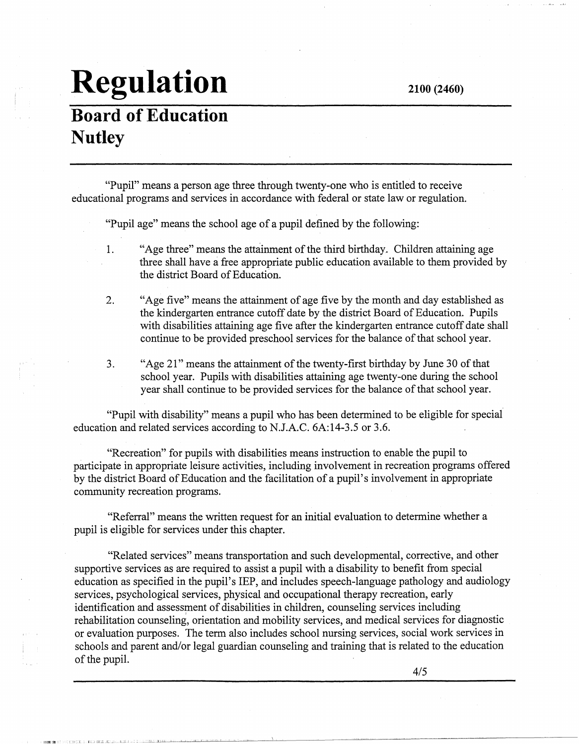# Regulation

2100 (2460)

## Board of Education
## Nutley

"Pupil" means a person age three through twenty-one who is entitled to receive educational programs and services in accordance with federal or state law or regulation.

"Pupil age" means the school age of a pupil defined by the following:

1. "Age three" means the attainment of the third birthday. Children attaining age three shall have a free appropriate public education available to them provided by the district Board of Education.

2. "Age five" means the attainment of age five by the month and day established as the kindergarten entrance cutoff date by the district Board of Education. Pupils with disabilities attaining age five after the kindergarten entrance cutoff date shall continue to be provided preschool services for the balance of that school year.

3. "Age 21" means the attainment of the twenty-first birthday by June 30 of that school year. Pupils with disabilities attaining age twenty-one during the school year shall continue to be provided services for the balance of that school year.

"Pupil with disability" means a pupil who has been determined to be eligible for special education and related services according to N.J.A.C. 6A:14-3.5 or 3.6.

"Recreation" for pupils with disabilities means instruction to enable the pupil to participate in appropriate leisure activities, including involvement in recreation programs offered by the district Board of Education and the facilitation of a pupil's involvement in appropriate community recreation programs.

"Referral" means the written request for an initial evaluation to determine whether a pupil is eligible for services under this chapter.

"Related services" means transportation and such developmental, corrective, and other supportive services as are required to assist a pupil with a disability to benefit from special education as specified in the pupil's IEP, and includes speech-language pathology and audiology services, psychological services, physical and occupational therapy recreation, early identification and assessment of disabilities in children, counseling services including rehabilitation counseling, orientation and mobility services, and medical services for diagnostic or evaluation purposes. The term also includes school nursing services, social work services in schools and parent and/or legal guardian counseling and training that is related to the education of the pupil.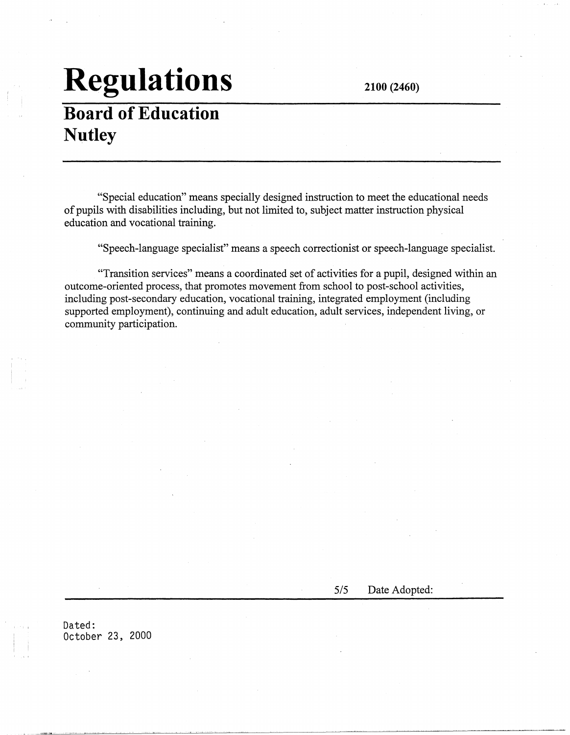"Special education" means specially designed instruction to meet the educational needs of pupils with disabilities including, but not limited to, subject matter instruction physical education and vocational training.

"Speech-language specialist" means a speech correctionist or speech-language specialist.

"Transition services" means a coordinated set of activities for a pupil, designed within an outcome-oriented process, that promotes movement from school to post-school activities, including post-secondary education, vocational training, integrated employment (including supported employment), continuing and adult education, adult services, independent living, or community participation.

Date Adopted:

Dated:
October 23, 2000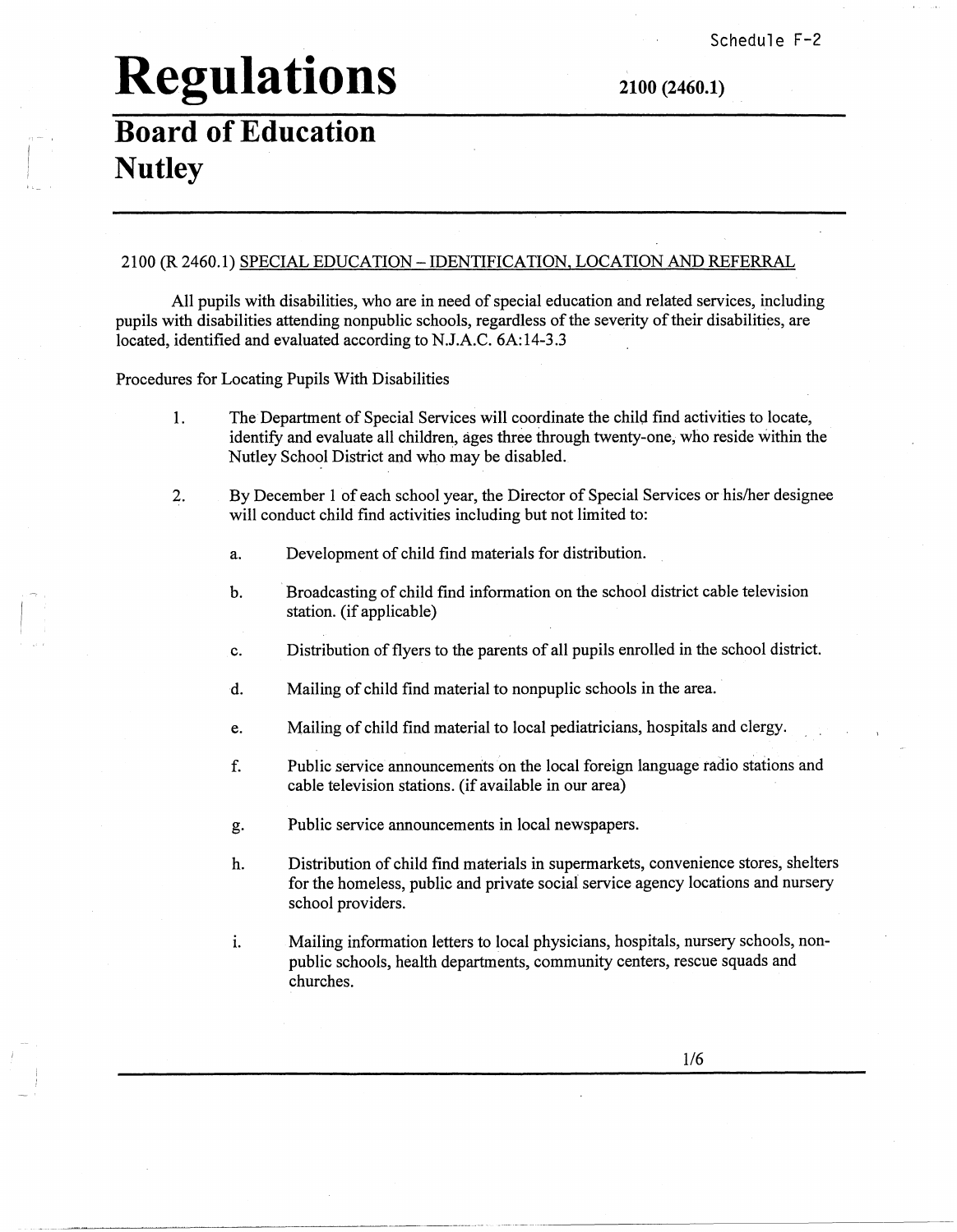Schedule F-2

# Regulations

**2100 (2460.1)**

## Board of Education Nutley

2100 (R 2460.1) <u>SPECIAL EDUCATION – IDENTIFICATION, LOCATION AND REFERRAL</u>

All pupils with disabilities, who are in need of special education and related services, including pupils with disabilities attending nonpublic schools, regardless of the severity of their disabilities, are located, identified and evaluated according to N.J.A.C. 6A:14-3.3

Procedures for Locating Pupils With Disabilities

1. The Department of Special Services will coordinate the child find activities to locate, identify and evaluate all children, ages three through twenty-one, who reside within the Nutley School District and who may be disabled.

2. By December 1 of each school year, the Director of Special Services or his/her designee will conduct child find activities including but not limited to:

   a. Development of child find materials for distribution.

   b. Broadcasting of child find information on the school district cable television station. (if applicable)

   c. Distribution of flyers to the parents of all pupils enrolled in the school district.

   d. Mailing of child find material to nonpuplic schools in the area.

   e. Mailing of child find material to local pediatricians, hospitals and clergy.

   f. Public service announcements on the local foreign language radio stations and cable television stations. (if available in our area)

   g. Public service announcements in local newspapers.

   h. Distribution of child find materials in supermarkets, convenience stores, shelters for the homeless, public and private social service agency locations and nursery school providers.

   i. Mailing information letters to local physicians, hospitals, nursery schools, non-public schools, health departments, community centers, rescue squads and churches.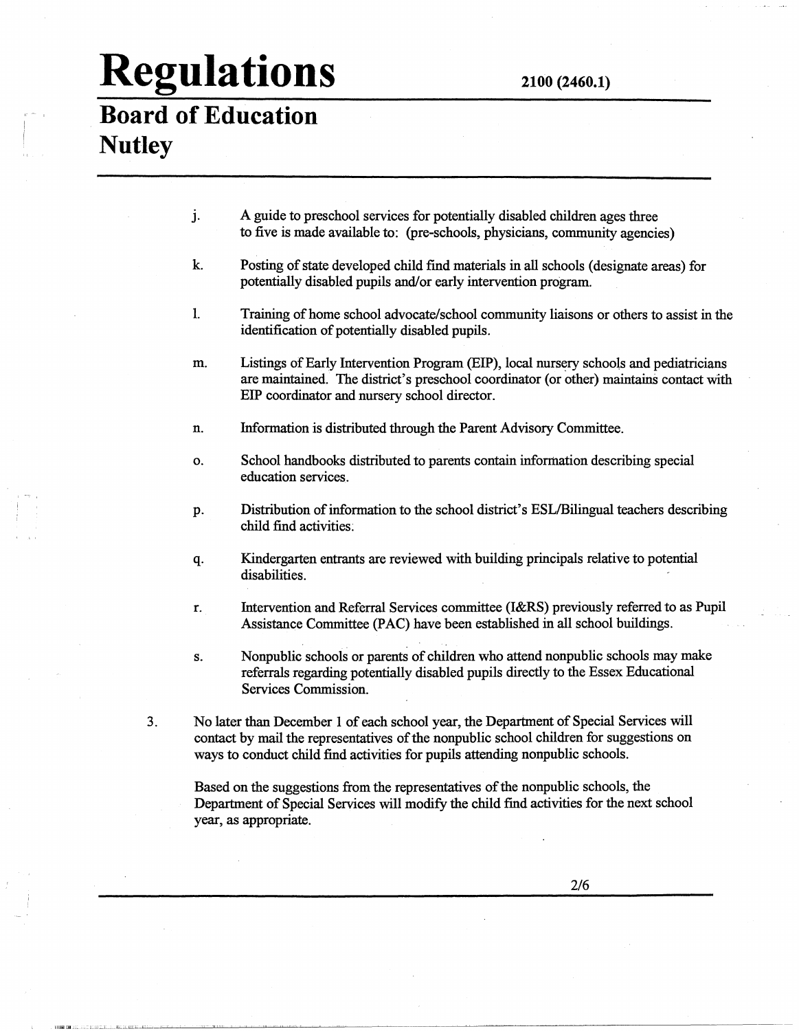j. A guide to preschool services for potentially disabled children ages three to five is made available to: (pre-schools, physicians, community agencies)

k. Posting of state developed child find materials in all schools (designate areas) for potentially disabled pupils and/or early intervention program.

l. Training of home school advocate/school community liaisons or others to assist in the identification of potentially disabled pupils.

m. Listings of Early Intervention Program (EIP), local nursery schools and pediatricians are maintained. The district's preschool coordinator (or other) maintains contact with EIP coordinator and nursery school director.

n. Information is distributed through the Parent Advisory Committee.

o. School handbooks distributed to parents contain information describing special education services.

p. Distribution of information to the school district's ESL/Bilingual teachers describing child find activities.

q. Kindergarten entrants are reviewed with building principals relative to potential disabilities.

r. Intervention and Referral Services committee (I&RS) previously referred to as Pupil Assistance Committee (PAC) have been established in all school buildings.

s. Nonpublic schools or parents of children who attend nonpublic schools may make referrals regarding potentially disabled pupils directly to the Essex Educational Services Commission.

3. No later than December 1 of each school year, the Department of Special Services will contact by mail the representatives of the nonpublic school children for suggestions on ways to conduct child find activities for pupils attending nonpublic schools.

   Based on the suggestions from the representatives of the nonpublic schools, the Department of Special Services will modify the child find activities for the next school year, as appropriate.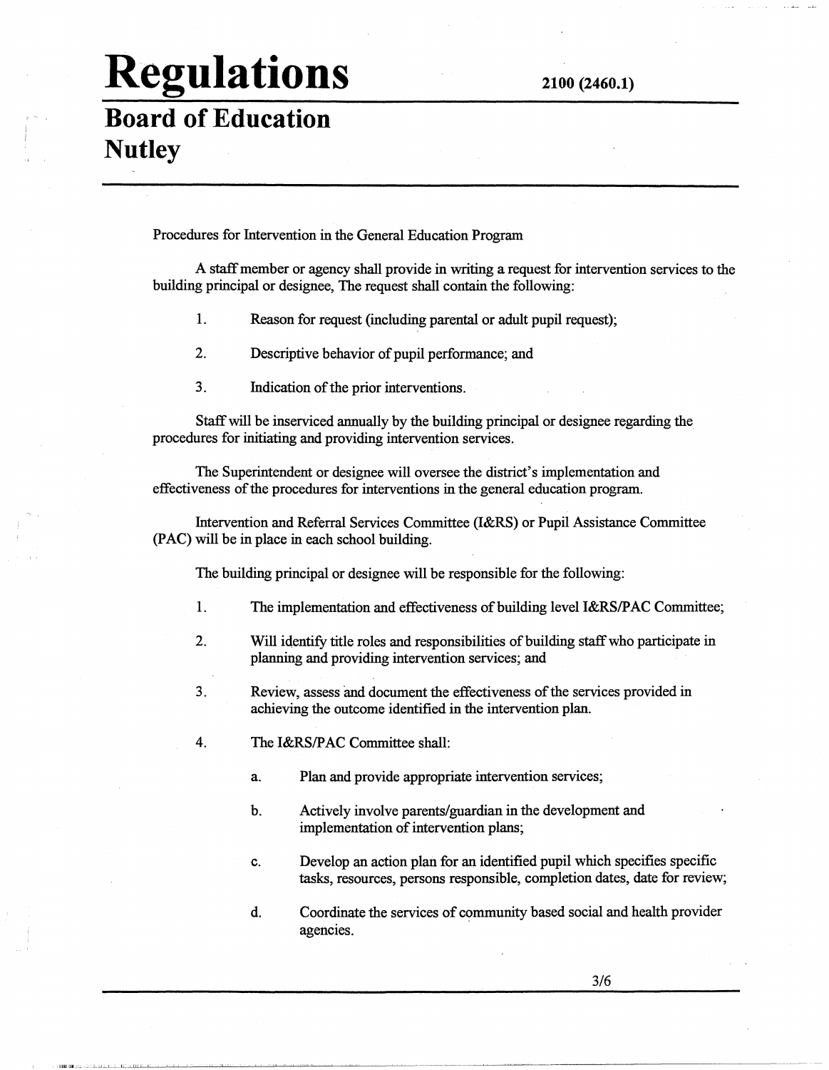# Regulations

**2100 (2460.1)**

## Board of Education
## Nutley

Procedures for Intervention in the General Education Program

A staff member or agency shall provide in writing a request for intervention services to the building principal or designee, The request shall contain the following:

1. Reason for request (including parental or adult pupil request);
2. Descriptive behavior of pupil performance; and
3. Indication of the prior interventions.

Staff will be inserviced annually by the building principal or designee regarding the procedures for initiating and providing intervention services.

The Superintendent or designee will oversee the district's implementation and effectiveness of the procedures for interventions in the general education program.

Intervention and Referral Services Committee (I&RS) or Pupil Assistance Committee (PAC) will be in place in each school building.

The building principal or designee will be responsible for the following:

1. The implementation and effectiveness of building level I&RS/PAC Committee;
2. Will identify title roles and responsibilities of building staff who participate in planning and providing intervention services; and
3. Review, assess and document the effectiveness of the services provided in achieving the outcome identified in the intervention plan.
4. The I&RS/PAC Committee shall:
   a. Plan and provide appropriate intervention services;
   b. Actively involve parents/guardian in the development and implementation of intervention plans;
   c. Develop an action plan for an identified pupil which specifies specific tasks, resources, persons responsible, completion dates, date for review;
   d. Coordinate the services of community based social and health provider agencies.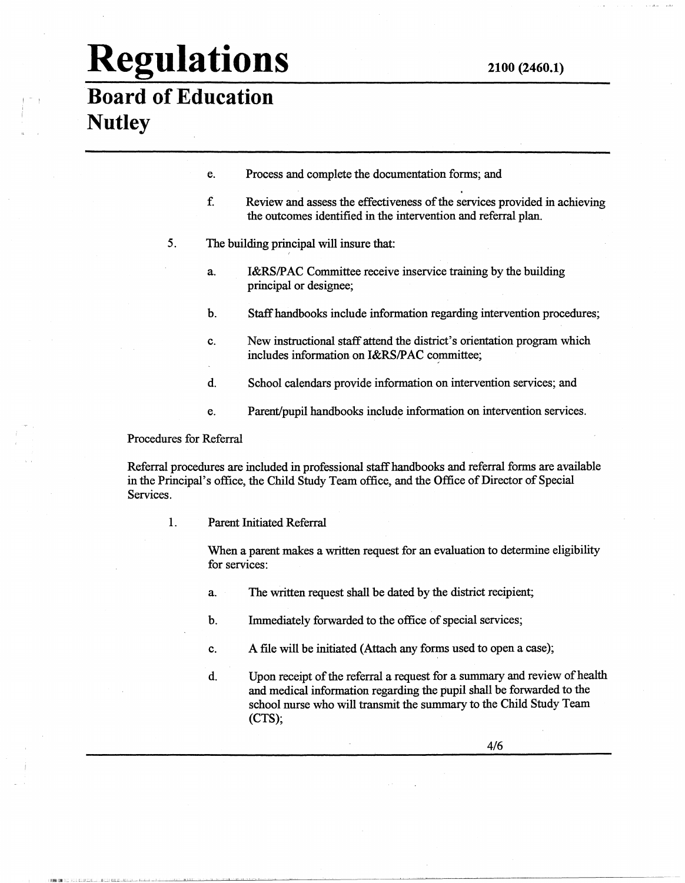e. Process and complete the documentation forms; and

f. Review and assess the effectiveness of the services provided in achieving the outcomes identified in the intervention and referral plan.

5. The building principal will insure that:

   a. I&RS/PAC Committee receive inservice training by the building principal or designee;

   b. Staff handbooks include information regarding intervention procedures;

   c. New instructional staff attend the district's orientation program which includes information on I&RS/PAC committee;

   d. School calendars provide information on intervention services; and

   e. Parent/pupil handbooks include information on intervention services.

Procedures for Referral

Referral procedures are included in professional staff handbooks and referral forms are available in the Principal's office, the Child Study Team office, and the Office of Director of Special Services.

1. Parent Initiated Referral

   When a parent makes a written request for an evaluation to determine eligibility for services:

   a. The written request shall be dated by the district recipient;

   b. Immediately forwarded to the office of special services;

   c. A file will be initiated (Attach any forms used to open a case);

   d. Upon receipt of the referral a request for a summary and review of health and medical information regarding the pupil shall be forwarded to the school nurse who will transmit the summary to the Child Study Team (CTS);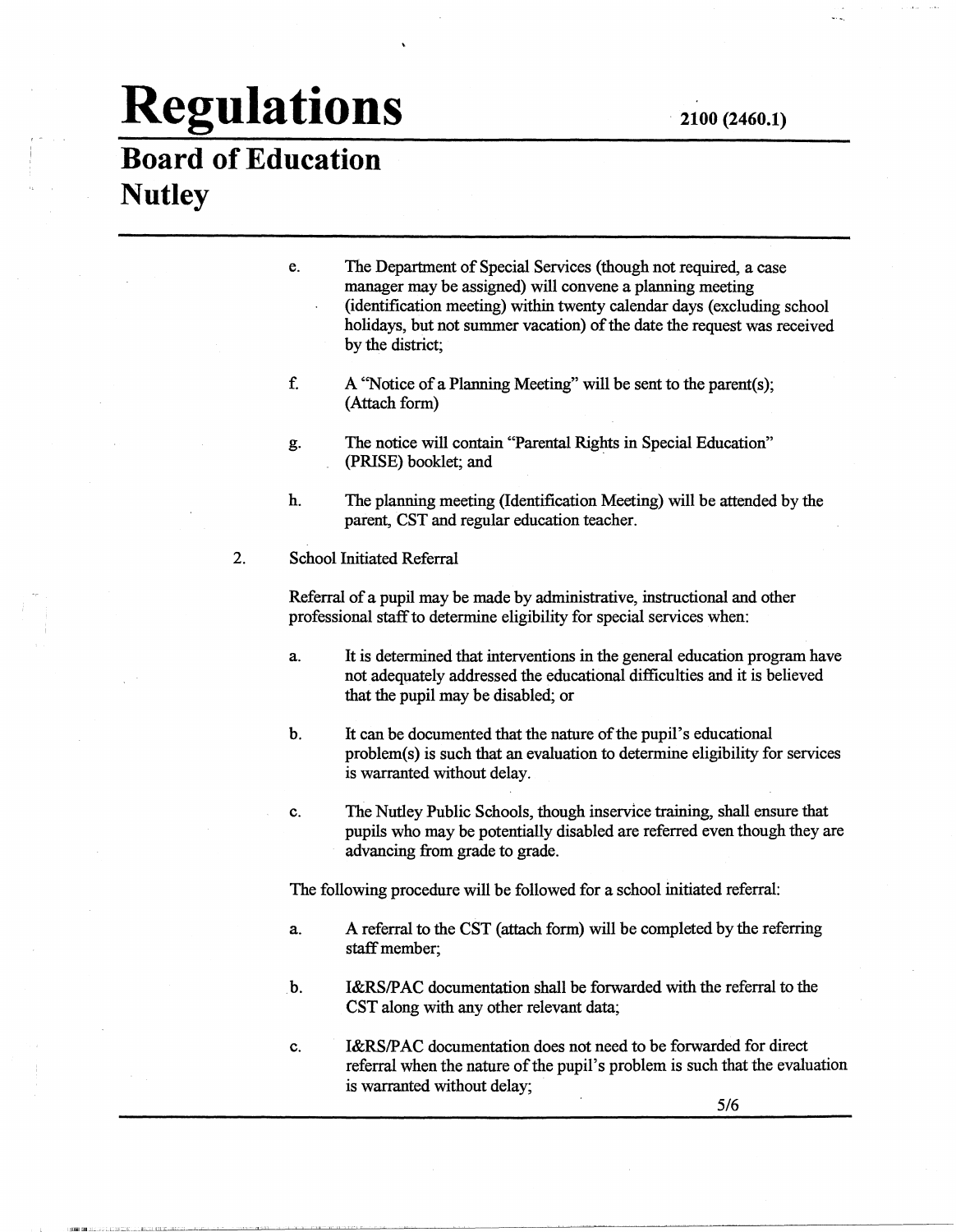e. The Department of Special Services (though not required, a case manager may be assigned) will convene a planning meeting (identification meeting) within twenty calendar days (excluding school holidays, but not summer vacation) of the date the request was received by the district;

f. A "Notice of a Planning Meeting" will be sent to the parent(s); (Attach form)

g. The notice will contain "Parental Rights in Special Education" (PRISE) booklet; and

h. The planning meeting (Identification Meeting) will be attended by the parent, CST and regular education teacher.

2. School Initiated Referral

Referral of a pupil may be made by administrative, instructional and other professional staff to determine eligibility for special services when:

a. It is determined that interventions in the general education program have not adequately addressed the educational difficulties and it is believed that the pupil may be disabled; or

b. It can be documented that the nature of the pupil's educational problem(s) is such that an evaluation to determine eligibility for services is warranted without delay.

c. The Nutley Public Schools, though inservice training, shall ensure that pupils who may be potentially disabled are referred even though they are advancing from grade to grade.

The following procedure will be followed for a school initiated referral:

a. A referral to the CST (attach form) will be completed by the referring staff member;

b. I&RS/PAC documentation shall be forwarded with the referral to the CST along with any other relevant data;

c. I&RS/PAC documentation does not need to be forwarded for direct referral when the nature of the pupil's problem is such that the evaluation is warranted without delay;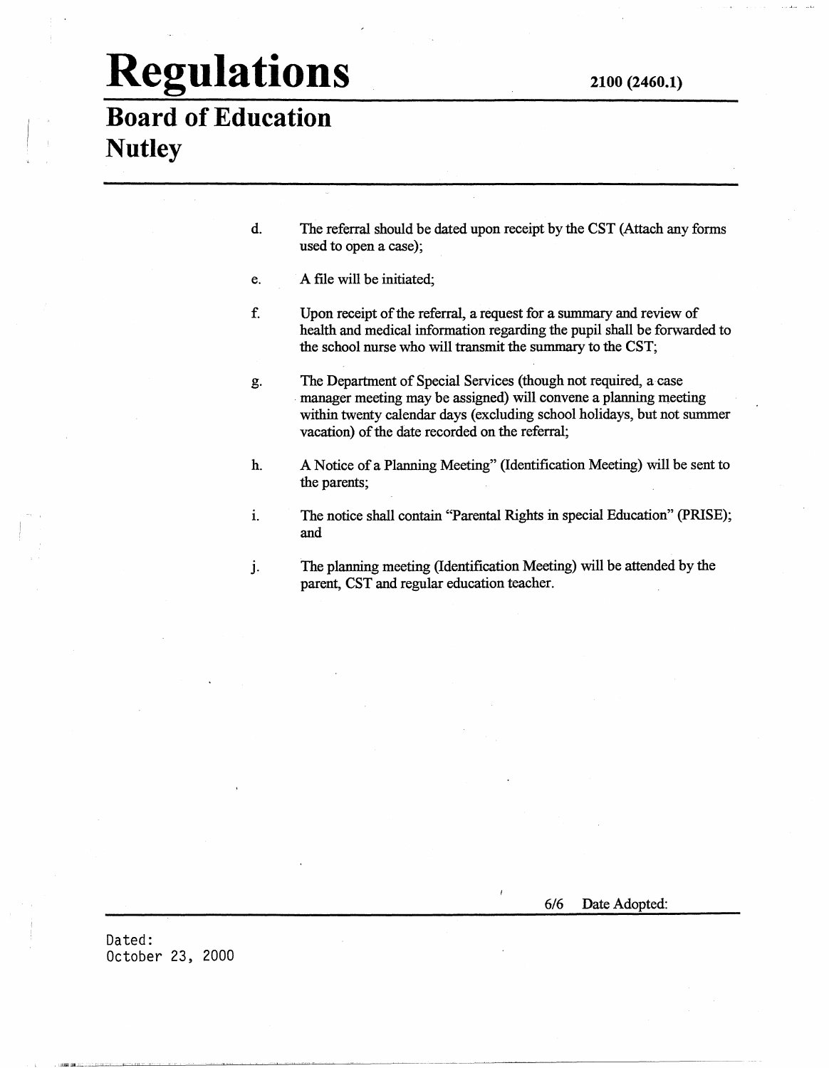d. The referral should be dated upon receipt by the CST (Attach any forms used to open a case);

e. A file will be initiated;

f. Upon receipt of the referral, a request for a summary and review of health and medical information regarding the pupil shall be forwarded to the school nurse who will transmit the summary to the CST;

g. The Department of Special Services (though not required, a case manager meeting may be assigned) will convene a planning meeting within twenty calendar days (excluding school holidays, but not summer vacation) of the date recorded on the referral;

h. A Notice of a Planning Meeting" (Identification Meeting) will be sent to the parents;

i. The notice shall contain "Parental Rights in special Education" (PRISE); and

j. The planning meeting (Identification Meeting) will be attended by the parent, CST and regular education teacher.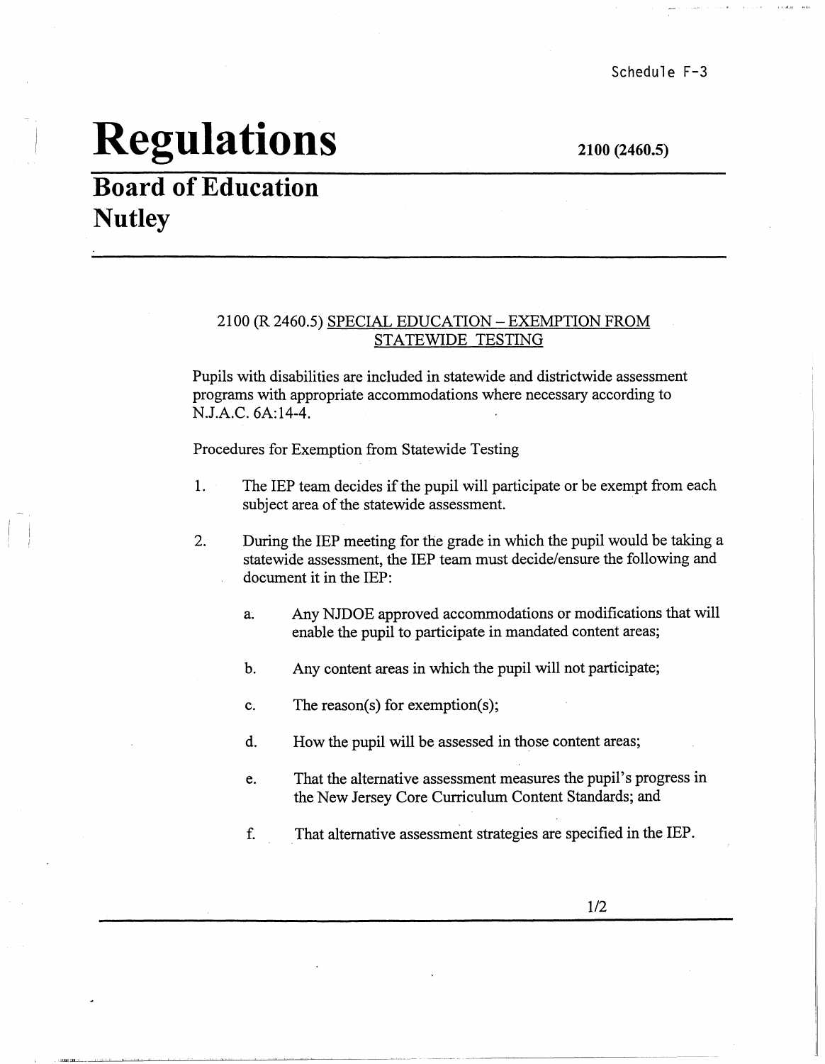Schedule F-3

# Regulations

2100 (2460.5)

## Board of Education
## Nutley

2100 (R 2460.5) SPECIAL EDUCATION – EXEMPTION FROM STATEWIDE TESTING

Pupils with disabilities are included in statewide and districtwide assessment programs with appropriate accommodations where necessary according to N.J.A.C. 6A:14-4.

Procedures for Exemption from Statewide Testing

1. The IEP team decides if the pupil will participate or be exempt from each subject area of the statewide assessment.

2. During the IEP meeting for the grade in which the pupil would be taking a statewide assessment, the IEP team must decide/ensure the following and document it in the IEP:

   a. Any NJDOE approved accommodations or modifications that will enable the pupil to participate in mandated content areas;

   b. Any content areas in which the pupil will not participate;

   c. The reason(s) for exemption(s);

   d. How the pupil will be assessed in those content areas;

   e. That the alternative assessment measures the pupil's progress in the New Jersey Core Curriculum Content Standards; and

   f. That alternative assessment strategies are specified in the IEP.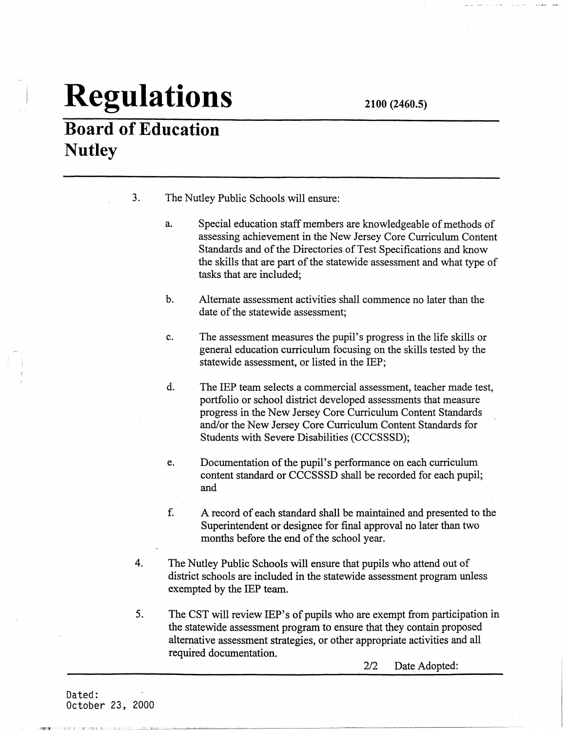3. The Nutley Public Schools will ensure:

   a. Special education staff members are knowledgeable of methods of assessing achievement in the New Jersey Core Curriculum Content Standards and of the Directories of Test Specifications and know the skills that are part of the statewide assessment and what type of tasks that are included;

   b. Alternate assessment activities shall commence no later than the date of the statewide assessment;

   c. The assessment measures the pupil's progress in the life skills or general education curriculum focusing on the skills tested by the statewide assessment, or listed in the IEP;

   d. The IEP team selects a commercial assessment, teacher made test, portfolio or school district developed assessments that measure progress in the New Jersey Core Curriculum Content Standards and/or the New Jersey Core Curriculum Content Standards for Students with Severe Disabilities (CCCSSSD);

   e. Documentation of the pupil's performance on each curriculum content standard or CCCSSSD shall be recorded for each pupil; and

   f. A record of each standard shall be maintained and presented to the Superintendent or designee for final approval no later than two months before the end of the school year.

4. The Nutley Public Schools will ensure that pupils who attend out of district schools are included in the statewide assessment program unless exempted by the IEP team.

5. The CST will review IEP's of pupils who are exempt from participation in the statewide assessment program to ensure that they contain proposed alternative assessment strategies, or other appropriate activities and all required documentation.

Date Adopted:

Dated:
October 23, 2000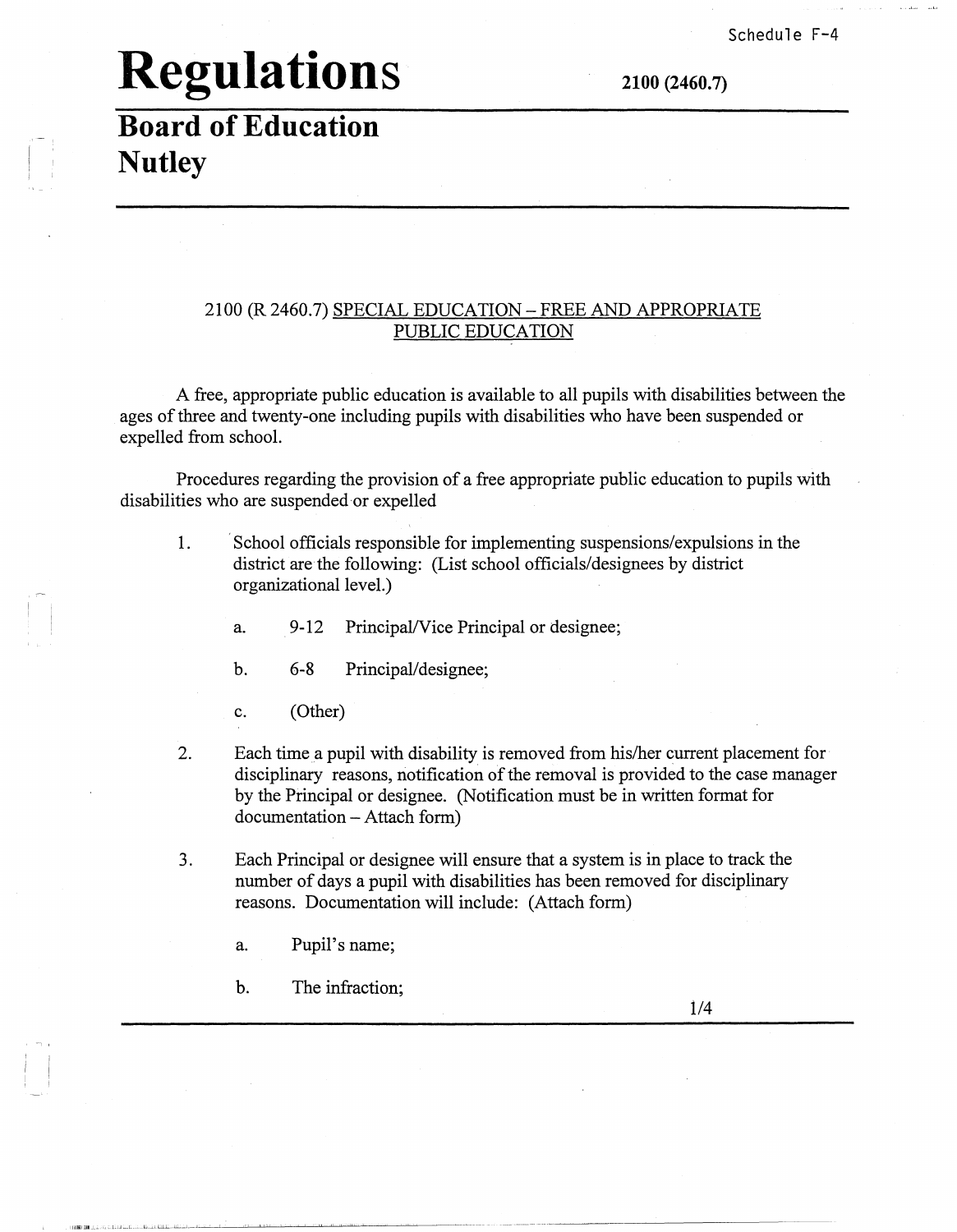Schedule F-4

# Regulations

2100 (2460.7)

## Board of Education
## Nutley

2100 (R 2460.7) SPECIAL EDUCATION – FREE AND APPROPRIATE PUBLIC EDUCATION

A free, appropriate public education is available to all pupils with disabilities between the ages of three and twenty-one including pupils with disabilities who have been suspended or expelled from school.

Procedures regarding the provision of a free appropriate public education to pupils with disabilities who are suspended or expelled

1. School officials responsible for implementing suspensions/expulsions in the district are the following: (List school officials/designees by district organizational level.)

   a. 9-12 Principal/Vice Principal or designee;

   b. 6-8 Principal/designee;

   c. (Other)

2. Each time a pupil with disability is removed from his/her current placement for disciplinary reasons, notification of the removal is provided to the case manager by the Principal or designee. (Notification must be in written format for documentation – Attach form)

3. Each Principal or designee will ensure that a system is in place to track the number of days a pupil with disabilities has been removed for disciplinary reasons. Documentation will include: (Attach form)

   a. Pupil's name;

   b. The infraction;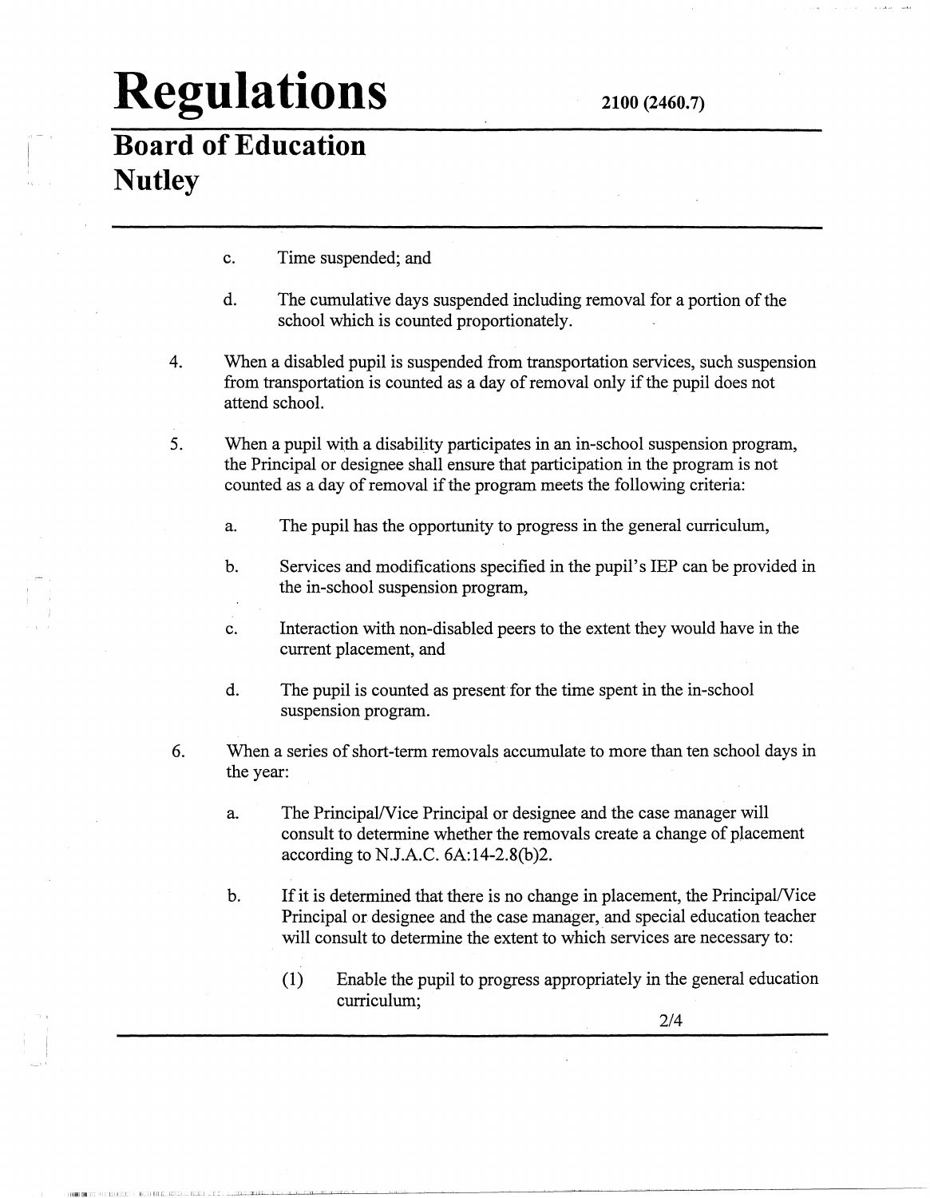c. Time suspended; and

d. The cumulative days suspended including removal for a portion of the school which is counted proportionately.

4. When a disabled pupil is suspended from transportation services, such suspension from transportation is counted as a day of removal only if the pupil does not attend school.

5. When a pupil with a disability participates in an in-school suspension program, the Principal or designee shall ensure that participation in the program is not counted as a day of removal if the program meets the following criteria:

   a. The pupil has the opportunity to progress in the general curriculum,

   b. Services and modifications specified in the pupil's IEP can be provided in the in-school suspension program,

   c. Interaction with non-disabled peers to the extent they would have in the current placement, and

   d. The pupil is counted as present for the time spent in the in-school suspension program.

6. When a series of short-term removals accumulate to more than ten school days in the year:

   a. The Principal/Vice Principal or designee and the case manager will consult to determine whether the removals create a change of placement according to N.J.A.C. 6A:14-2.8(b)2.

   b. If it is determined that there is no change in placement, the Principal/Vice Principal or designee and the case manager, and special education teacher will consult to determine the extent to which services are necessary to:

      (1) Enable the pupil to progress appropriately in the general education curriculum;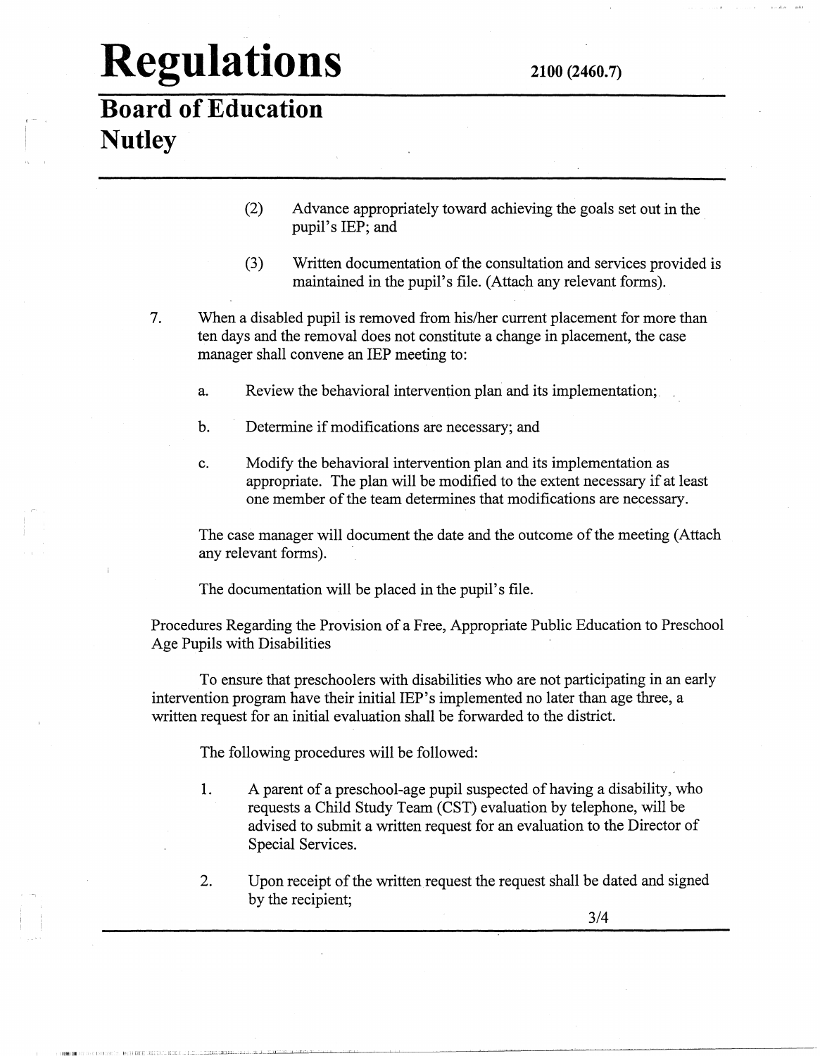(2) Advance appropriately toward achieving the goals set out in the pupil's IEP; and

(3) Written documentation of the consultation and services provided is maintained in the pupil's file. (Attach any relevant forms).

7. When a disabled pupil is removed from his/her current placement for more than ten days and the removal does not constitute a change in placement, the case manager shall convene an IEP meeting to:

   a. Review the behavioral intervention plan and its implementation;

   b. Determine if modifications are necessary; and

   c. Modify the behavioral intervention plan and its implementation as appropriate. The plan will be modified to the extent necessary if at least one member of the team determines that modifications are necessary.

   The case manager will document the date and the outcome of the meeting (Attach any relevant forms).

   The documentation will be placed in the pupil's file.

Procedures Regarding the Provision of a Free, Appropriate Public Education to Preschool Age Pupils with Disabilities

To ensure that preschoolers with disabilities who are not participating in an early intervention program have their initial IEP's implemented no later than age three, a written request for an initial evaluation shall be forwarded to the district.

The following procedures will be followed:

1. A parent of a preschool-age pupil suspected of having a disability, who requests a Child Study Team (CST) evaluation by telephone, will be advised to submit a written request for an evaluation to the Director of Special Services.

2. Upon receipt of the written request the request shall be dated and signed by the recipient;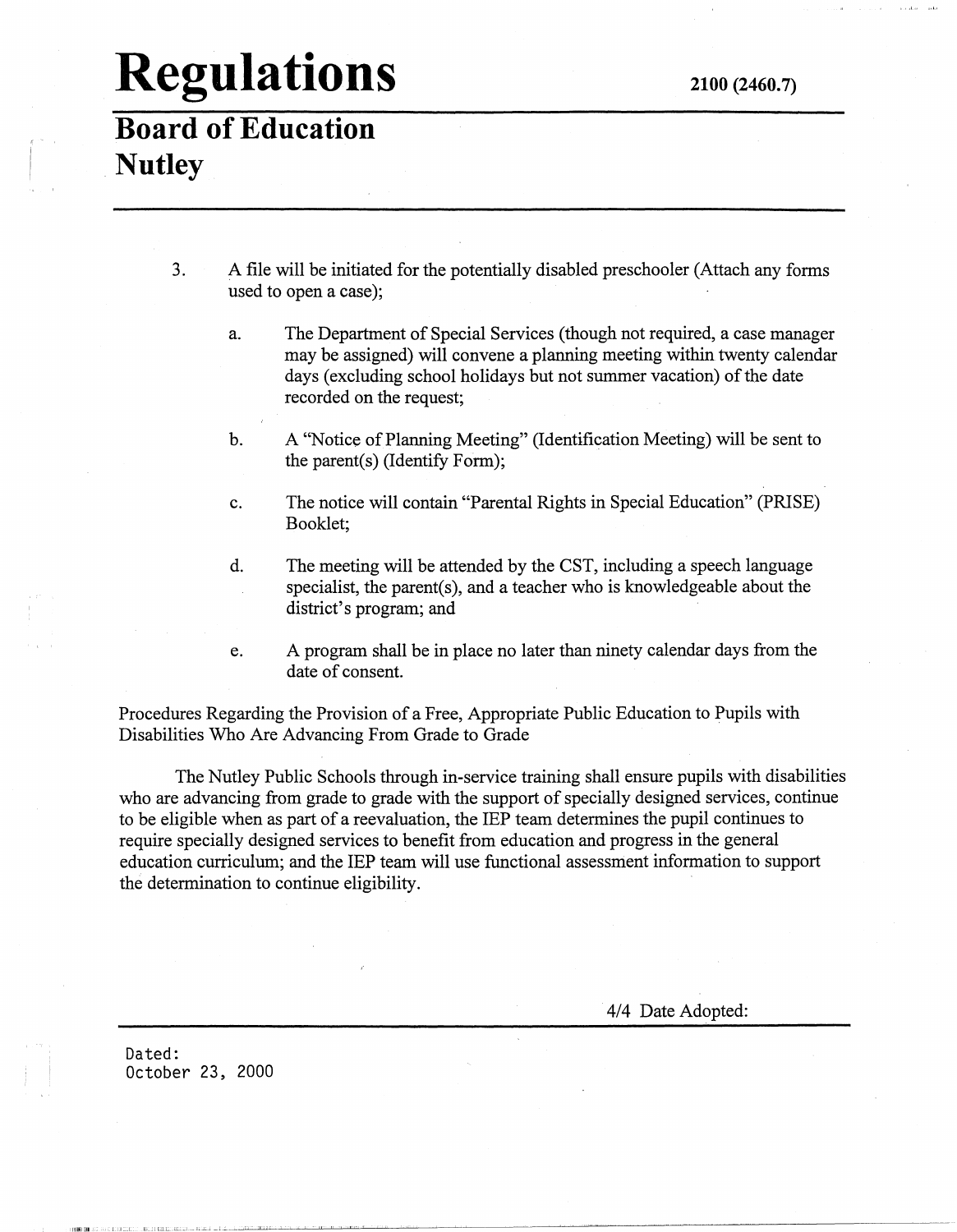3. A file will be initiated for the potentially disabled preschooler (Attach any forms used to open a case);

   a. The Department of Special Services (though not required, a case manager may be assigned) will convene a planning meeting within twenty calendar days (excluding school holidays but not summer vacation) of the date recorded on the request;

   b. A "Notice of Planning Meeting" (Identification Meeting) will be sent to the parent(s) (Identify Form);

   c. The notice will contain "Parental Rights in Special Education" (PRISE) Booklet;

   d. The meeting will be attended by the CST, including a speech language specialist, the parent(s), and a teacher who is knowledgeable about the district's program; and

   e. A program shall be in place no later than ninety calendar days from the date of consent.

Procedures Regarding the Provision of a Free, Appropriate Public Education to Pupils with Disabilities Who Are Advancing From Grade to Grade

The Nutley Public Schools through in-service training shall ensure pupils with disabilities who are advancing from grade to grade with the support of specially designed services, continue to be eligible when as part of a reevaluation, the IEP team determines the pupil continues to require specially designed services to benefit from education and progress in the general education curriculum; and the IEP team will use functional assessment information to support the determination to continue eligibility.

Date Adopted:

Dated:
October 23, 2000